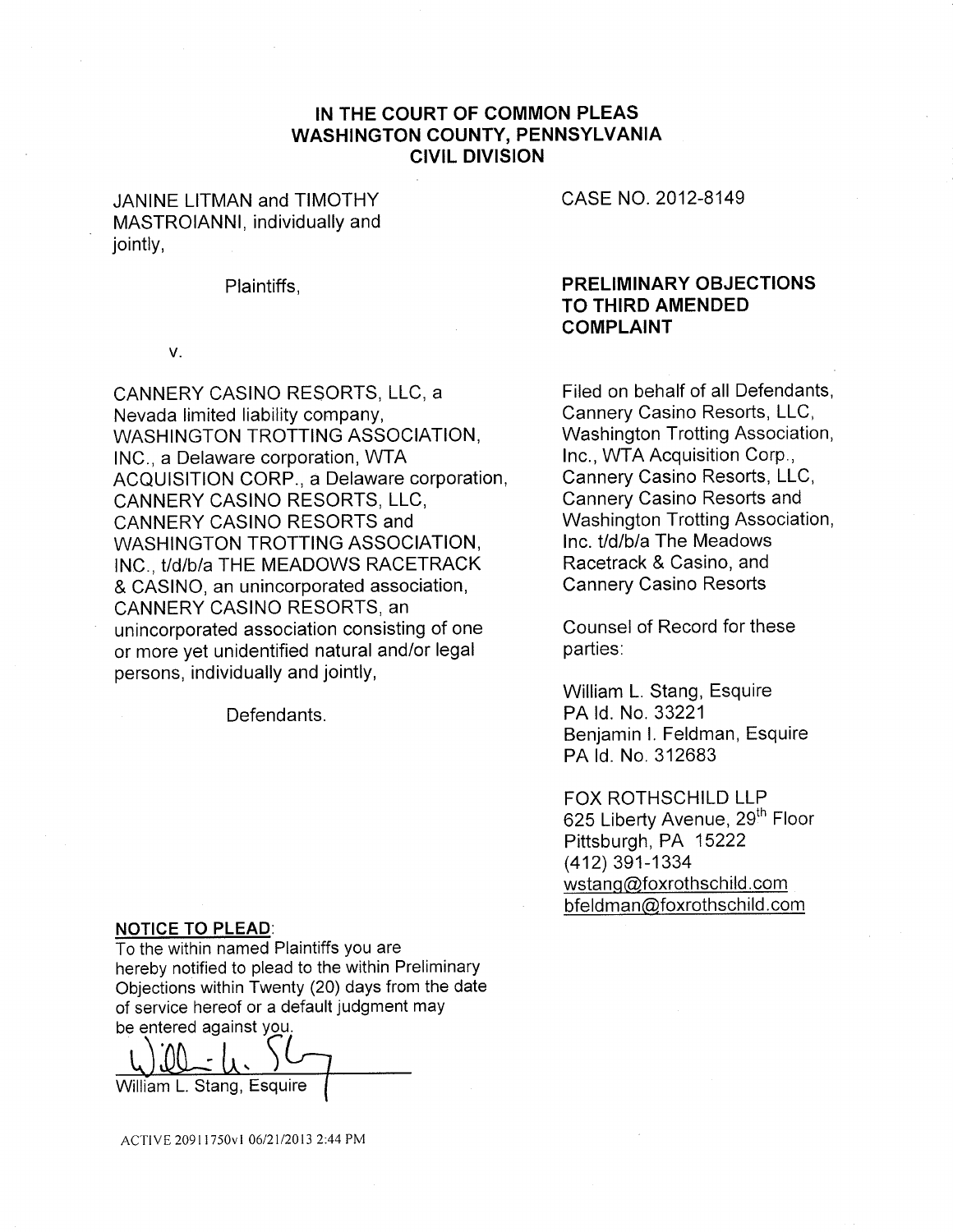# IN THE COURT OF COMMON PLEAS
# WASHINGTON COUNTY, PENNSYLVANIA
# CIVIL DIVISION

JANINE LITMAN and TIMOTHY MASTROIANNI, individually and jointly,

Plaintiffs,

v.

CANNERY CASINO RESORTS, LLC, a Nevada limited liability company, WASHINGTON TROTTING ASSOCIATION, INC., a Delaware corporation, WTA ACQUISITION CORP., a Delaware corporation, CANNERY CASINO RESORTS, LLC, CANNERY CASINO RESORTS and WASHINGTON TROTTING ASSOCIATION, INC., t/d/b/a THE MEADOWS RACETRACK & CASINO, an unincorporated association, CANNERY CASINO RESORTS, an unincorporated association consisting of one or more yet unidentified natural and/or legal persons, individually and jointly,

Defendants.

CASE NO. 2012-8149

**PRELIMINARY OBJECTIONS TO THIRD AMENDED COMPLAINT**

Filed on behalf of all Defendants, Cannery Casino Resorts, LLC, Washington Trotting Association, Inc., WTA Acquisition Corp., Cannery Casino Resorts, LLC, Cannery Casino Resorts and Washington Trotting Association, Inc. t/d/b/a The Meadows Racetrack & Casino, and Cannery Casino Resorts

Counsel of Record for these parties:

William L. Stang, Esquire
PA Id. No. 33221
Benjamin I. Feldman, Esquire
PA Id. No. 312683

FOX ROTHSCHILD LLP
625 Liberty Avenue, 29th Floor
Pittsburgh, PA 15222
(412) 391-1334
wstang@foxrothschild.com
bfeldman@foxrothschild.com

**NOTICE TO PLEAD:**

To the within named Plaintiffs you are hereby notified to plead to the within Preliminary Objections within Twenty (20) days from the date of service hereof or a default judgment may be entered against you.

William L. Stang, Esquire

ACTIVE 20911750v1 06/21/2013 2:44 PM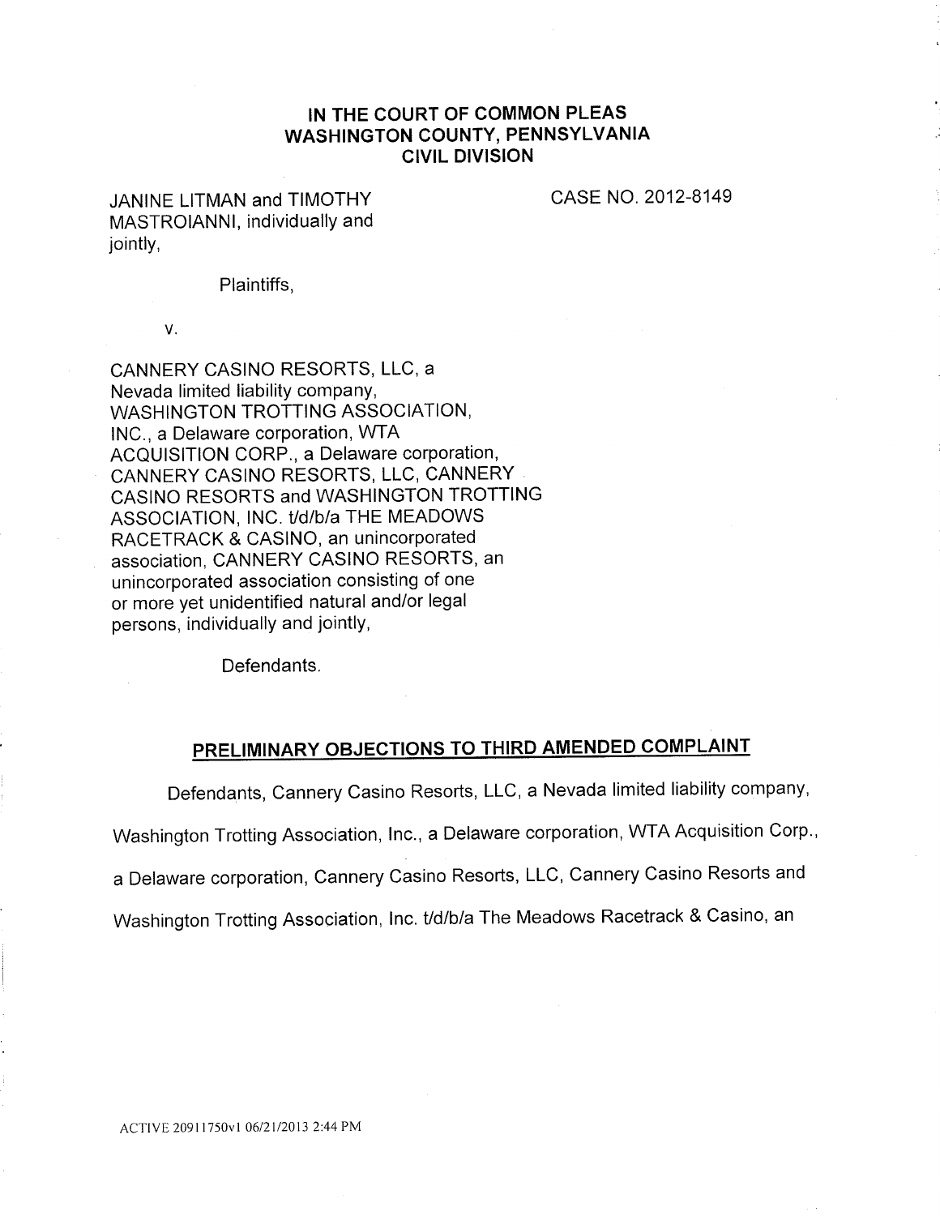# IN THE COURT OF COMMON PLEAS
# WASHINGTON COUNTY, PENNSYLVANIA
# CIVIL DIVISION

JANINE LITMAN and TIMOTHY MASTROIANNI, individually and jointly,

Plaintiffs,

v.

CANNERY CASINO RESORTS, LLC, a Nevada limited liability company, WASHINGTON TROTTING ASSOCIATION, INC., a Delaware corporation, WTA ACQUISITION CORP., a Delaware corporation, CANNERY CASINO RESORTS, LLC, CANNERY CASINO RESORTS and WASHINGTON TROTTING ASSOCIATION, INC. t/d/b/a THE MEADOWS RACETRACK & CASINO, an unincorporated association, CANNERY CASINO RESORTS, an unincorporated association consisting of one or more yet unidentified natural and/or legal persons, individually and jointly,

Defendants.

CASE NO. 2012-8149

## PRELIMINARY OBJECTIONS TO THIRD AMENDED COMPLAINT

Defendants, Cannery Casino Resorts, LLC, a Nevada limited liability company, Washington Trotting Association, Inc., a Delaware corporation, WTA Acquisition Corp., a Delaware corporation, Cannery Casino Resorts, LLC, Cannery Casino Resorts and Washington Trotting Association, Inc. t/d/b/a The Meadows Racetrack & Casino, an

ACTIVE 20911750v1 06/21/2013 2:44 PM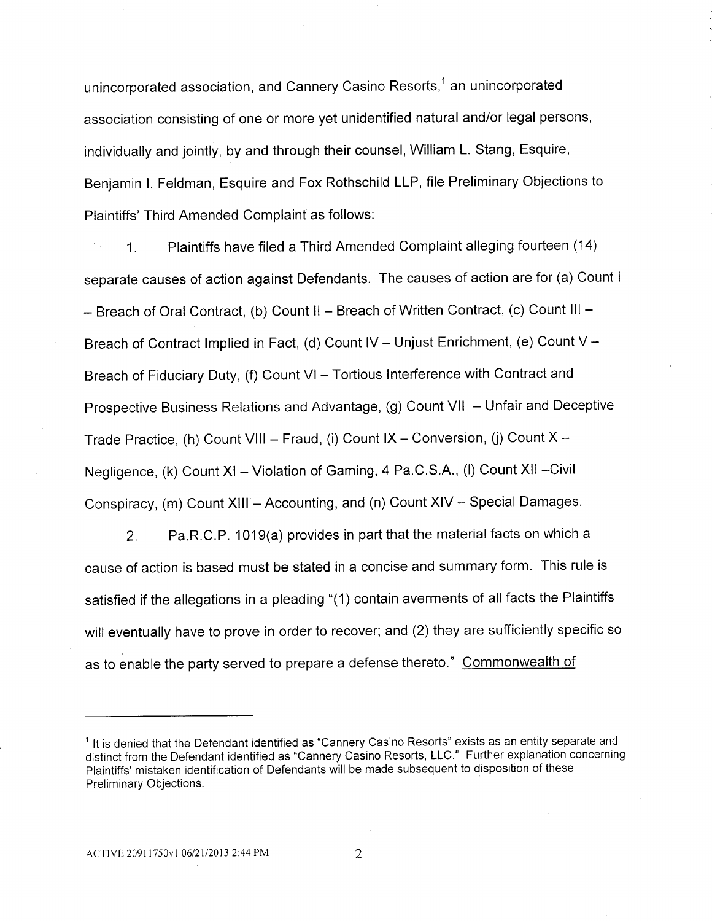unincorporated association, and Cannery Casino Resorts,[1] an unincorporated association consisting of one or more yet unidentified natural and/or legal persons, individually and jointly, by and through their counsel, William L. Stang, Esquire, Benjamin I. Feldman, Esquire and Fox Rothschild LLP, file Preliminary Objections to Plaintiffs' Third Amended Complaint as follows:

1. Plaintiffs have filed a Third Amended Complaint alleging fourteen (14) separate causes of action against Defendants. The causes of action are for (a) Count I – Breach of Oral Contract, (b) Count II – Breach of Written Contract, (c) Count III – Breach of Contract Implied in Fact, (d) Count IV – Unjust Enrichment, (e) Count V – Breach of Fiduciary Duty, (f) Count VI – Tortious Interference with Contract and Prospective Business Relations and Advantage, (g) Count VII – Unfair and Deceptive Trade Practice, (h) Count VIII – Fraud, (i) Count IX – Conversion, (j) Count X – Negligence, (k) Count XI – Violation of Gaming, 4 Pa.C.S.A., (l) Count XII –Civil Conspiracy, (m) Count XIII – Accounting, and (n) Count XIV – Special Damages.

2. Pa.R.C.P. 1019(a) provides in part that the material facts on which a cause of action is based must be stated in a concise and summary form. This rule is satisfied if the allegations in a pleading "(1) contain averments of all facts the Plaintiffs will eventually have to prove in order to recover; and (2) they are sufficiently specific so as to enable the party served to prepare a defense thereto." Commonwealth of

---

[1] It is denied that the Defendant identified as "Cannery Casino Resorts" exists as an entity separate and distinct from the Defendant identified as "Cannery Casino Resorts, LLC." Further explanation concerning Plaintiffs' mistaken identification of Defendants will be made subsequent to disposition of these Preliminary Objections.

ACTIVE 20911750v1 06/21/2013 2:44 PM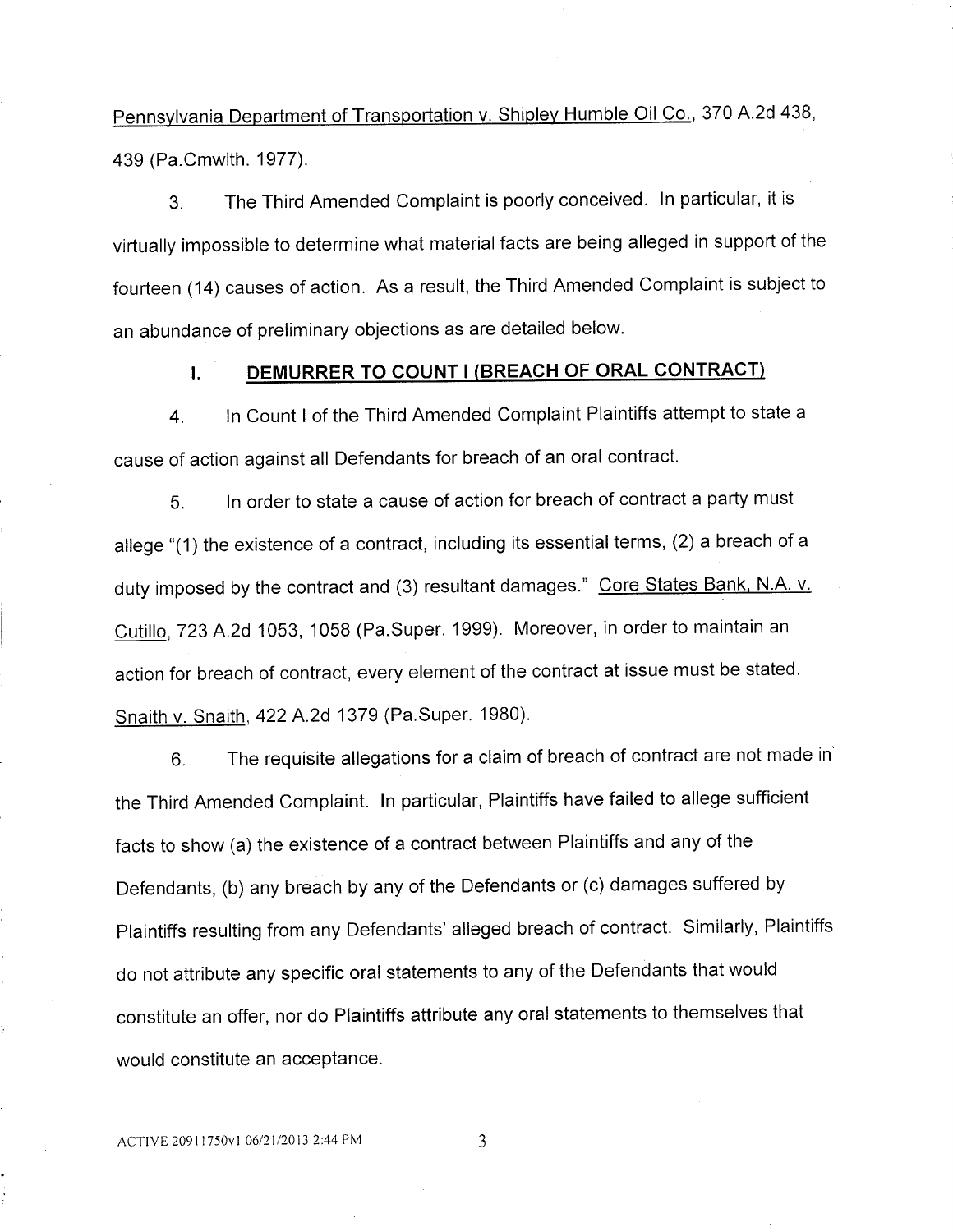Pennsylvania Department of Transportation v. Shipley Humble Oil Co., 370 A.2d 438, 439 (Pa.Cmwlth. 1977).

3. The Third Amended Complaint is poorly conceived. In particular, it is virtually impossible to determine what material facts are being alleged in support of the fourteen (14) causes of action. As a result, the Third Amended Complaint is subject to an abundance of preliminary objections as are detailed below.

## I. DEMURRER TO COUNT I (BREACH OF ORAL CONTRACT)

4. In Count I of the Third Amended Complaint Plaintiffs attempt to state a cause of action against all Defendants for breach of an oral contract.

5. In order to state a cause of action for breach of contract a party must allege "(1) the existence of a contract, including its essential terms, (2) a breach of a duty imposed by the contract and (3) resultant damages." Core States Bank, N.A. v. Cutillo, 723 A.2d 1053, 1058 (Pa.Super. 1999). Moreover, in order to maintain an action for breach of contract, every element of the contract at issue must be stated. Snaith v. Snaith, 422 A.2d 1379 (Pa.Super. 1980).

6. The requisite allegations for a claim of breach of contract are not made in the Third Amended Complaint. In particular, Plaintiffs have failed to allege sufficient facts to show (a) the existence of a contract between Plaintiffs and any of the Defendants, (b) any breach by any of the Defendants or (c) damages suffered by Plaintiffs resulting from any Defendants' alleged breach of contract. Similarly, Plaintiffs do not attribute any specific oral statements to any of the Defendants that would constitute an offer, nor do Plaintiffs attribute any oral statements to themselves that would constitute an acceptance.

ACTIVE 20911750v1 06/21/2013 2:44 PM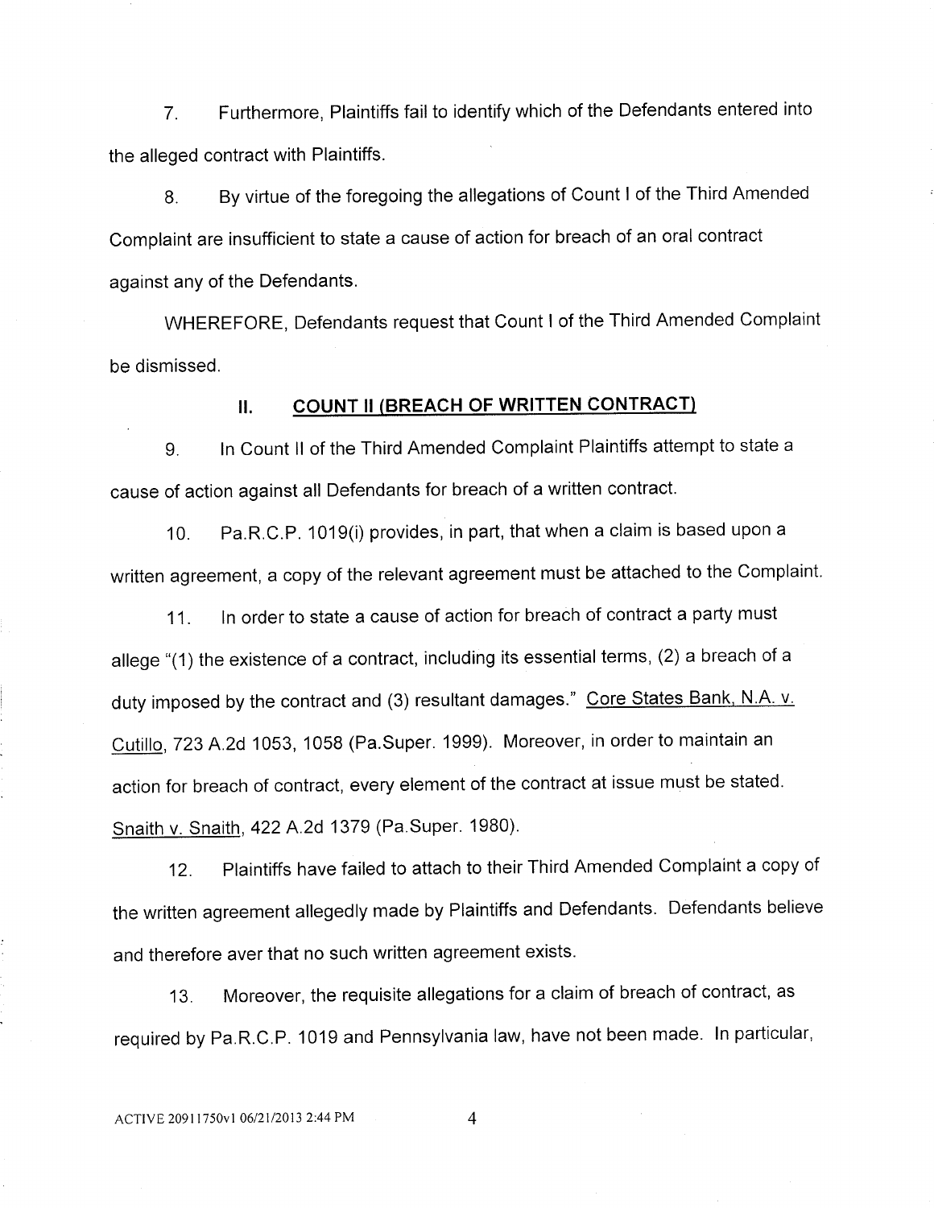7. Furthermore, Plaintiffs fail to identify which of the Defendants entered into the alleged contract with Plaintiffs.

8. By virtue of the foregoing the allegations of Count I of the Third Amended Complaint are insufficient to state a cause of action for breach of an oral contract against any of the Defendants.

WHEREFORE, Defendants request that Count I of the Third Amended Complaint be dismissed.

## II. COUNT II (BREACH OF WRITTEN CONTRACT)

9. In Count II of the Third Amended Complaint Plaintiffs attempt to state a cause of action against all Defendants for breach of a written contract.

10. Pa.R.C.P. 1019(i) provides, in part, that when a claim is based upon a written agreement, a copy of the relevant agreement must be attached to the Complaint.

11. In order to state a cause of action for breach of contract a party must allege "(1) the existence of a contract, including its essential terms, (2) a breach of a duty imposed by the contract and (3) resultant damages." Core States Bank, N.A. v. Cutillo, 723 A.2d 1053, 1058 (Pa.Super. 1999). Moreover, in order to maintain an action for breach of contract, every element of the contract at issue must be stated. Snaith v. Snaith, 422 A.2d 1379 (Pa.Super. 1980).

12. Plaintiffs have failed to attach to their Third Amended Complaint a copy of the written agreement allegedly made by Plaintiffs and Defendants. Defendants believe and therefore aver that no such written agreement exists.

13. Moreover, the requisite allegations for a claim of breach of contract, as required by Pa.R.C.P. 1019 and Pennsylvania law, have not been made. In particular,

ACTIVE 20911750v1 06/21/2013 2:44 PM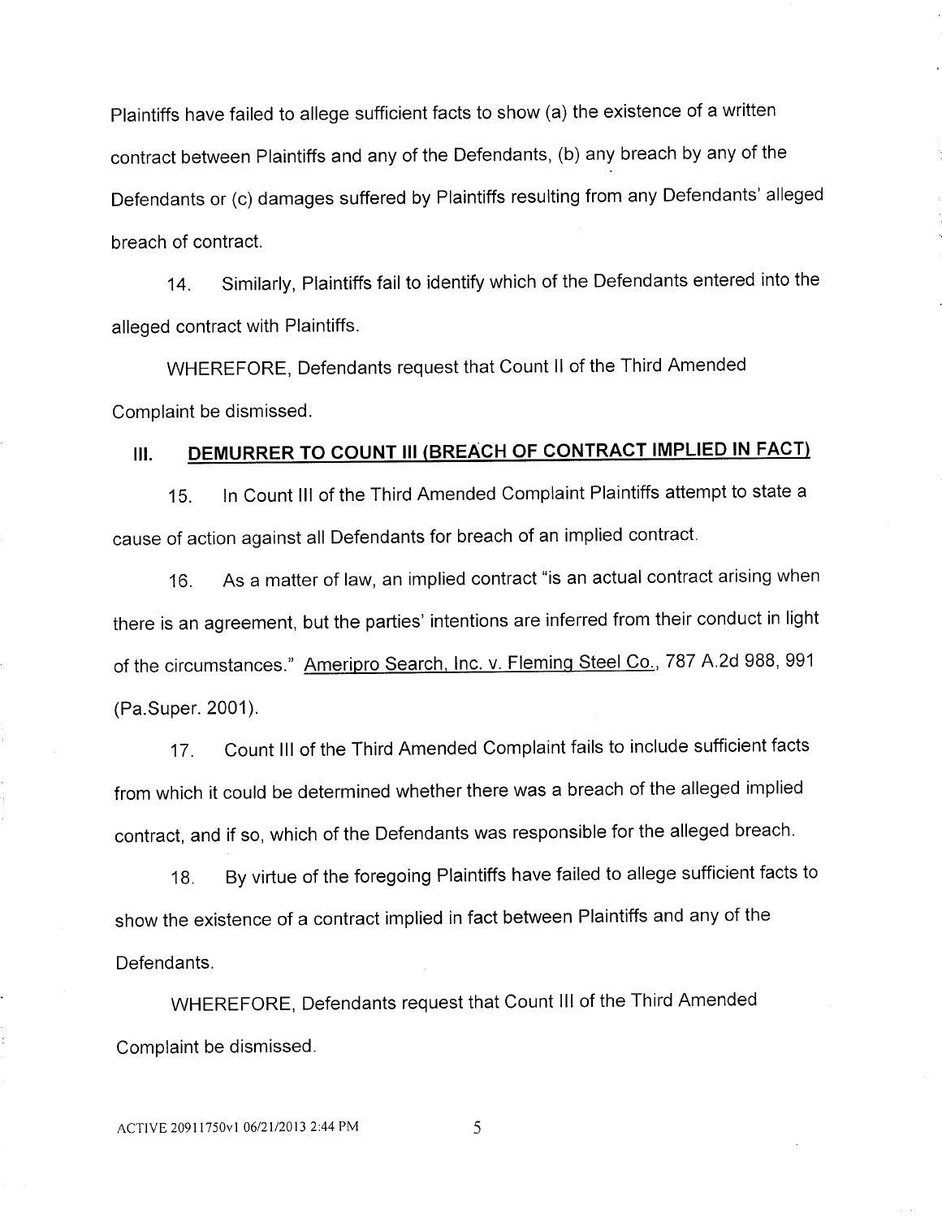Plaintiffs have failed to allege sufficient facts to show (a) the existence of a written contract between Plaintiffs and any of the Defendants, (b) any breach by any of the Defendants or (c) damages suffered by Plaintiffs resulting from any Defendants' alleged breach of contract.

14. Similarly, Plaintiffs fail to identify which of the Defendants entered into the alleged contract with Plaintiffs.

WHEREFORE, Defendants request that Count II of the Third Amended Complaint be dismissed.

## III. DEMURRER TO COUNT III (BREACH OF CONTRACT IMPLIED IN FACT)

15. In Count III of the Third Amended Complaint Plaintiffs attempt to state a cause of action against all Defendants for breach of an implied contract.

16. As a matter of law, an implied contract "is an actual contract arising when there is an agreement, but the parties' intentions are inferred from their conduct in light of the circumstances." Ameripro Search, Inc. v. Fleming Steel Co., 787 A.2d 988, 991 (Pa.Super. 2001).

17. Count III of the Third Amended Complaint fails to include sufficient facts from which it could be determined whether there was a breach of the alleged implied contract, and if so, which of the Defendants was responsible for the alleged breach.

18. By virtue of the foregoing Plaintiffs have failed to allege sufficient facts to show the existence of a contract implied in fact between Plaintiffs and any of the Defendants.

WHEREFORE, Defendants request that Count III of the Third Amended Complaint be dismissed.

ACTIVE 20911750v1 06/21/2013 2:44 PM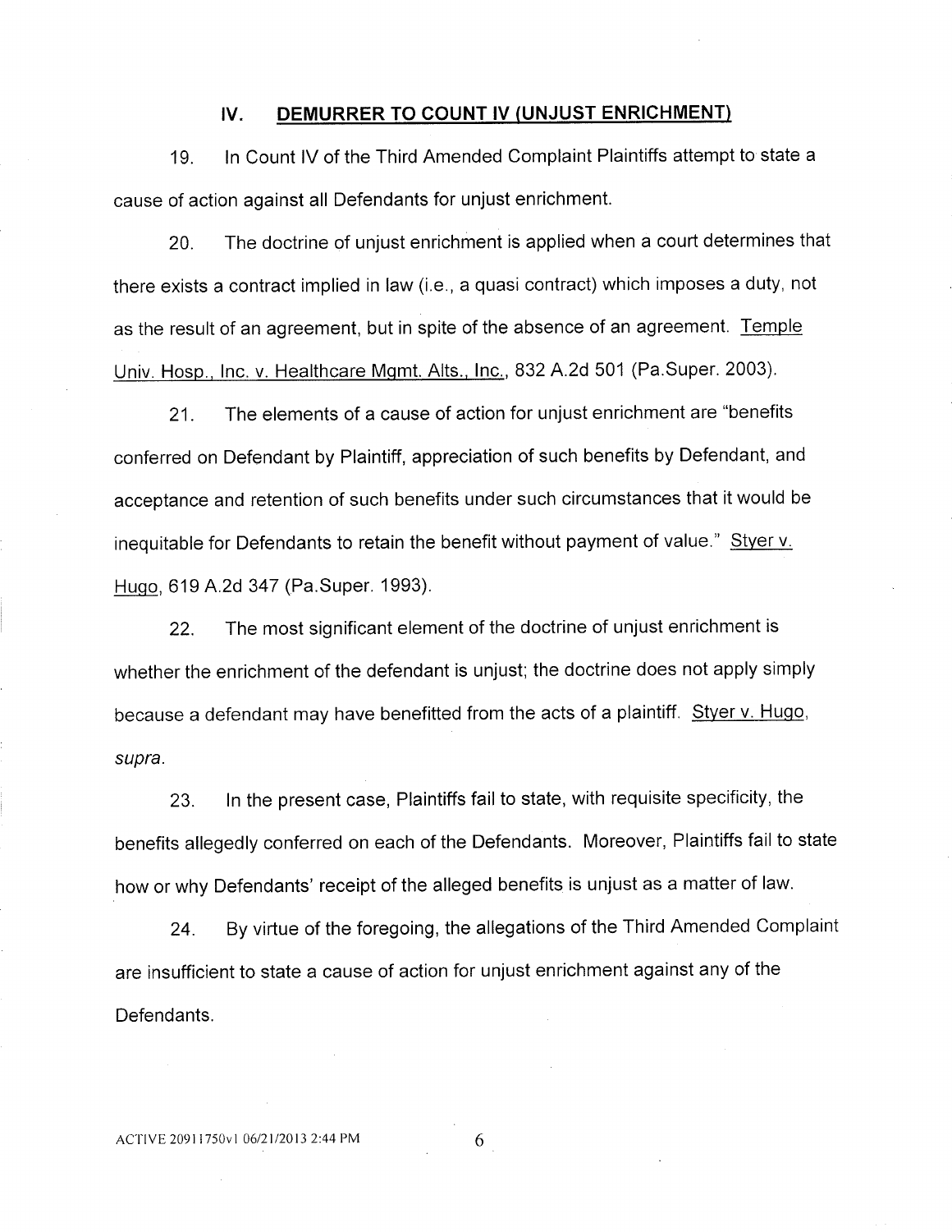## IV. DEMURRER TO COUNT IV (UNJUST ENRICHMENT)

19. In Count IV of the Third Amended Complaint Plaintiffs attempt to state a cause of action against all Defendants for unjust enrichment.

20. The doctrine of unjust enrichment is applied when a court determines that there exists a contract implied in law (i.e., a quasi contract) which imposes a duty, not as the result of an agreement, but in spite of the absence of an agreement. Temple Univ. Hosp., Inc. v. Healthcare Mgmt. Alts., Inc., 832 A.2d 501 (Pa.Super. 2003).

21. The elements of a cause of action for unjust enrichment are "benefits conferred on Defendant by Plaintiff, appreciation of such benefits by Defendant, and acceptance and retention of such benefits under such circumstances that it would be inequitable for Defendants to retain the benefit without payment of value." Styer v. Hugo, 619 A.2d 347 (Pa.Super. 1993).

22. The most significant element of the doctrine of unjust enrichment is whether the enrichment of the defendant is unjust; the doctrine does not apply simply because a defendant may have benefitted from the acts of a plaintiff. Styer v. Hugo, *supra*.

23. In the present case, Plaintiffs fail to state, with requisite specificity, the benefits allegedly conferred on each of the Defendants. Moreover, Plaintiffs fail to state how or why Defendants' receipt of the alleged benefits is unjust as a matter of law.

24. By virtue of the foregoing, the allegations of the Third Amended Complaint are insufficient to state a cause of action for unjust enrichment against any of the Defendants.

ACTIVE 20911750v1 06/21/2013 2:44 PM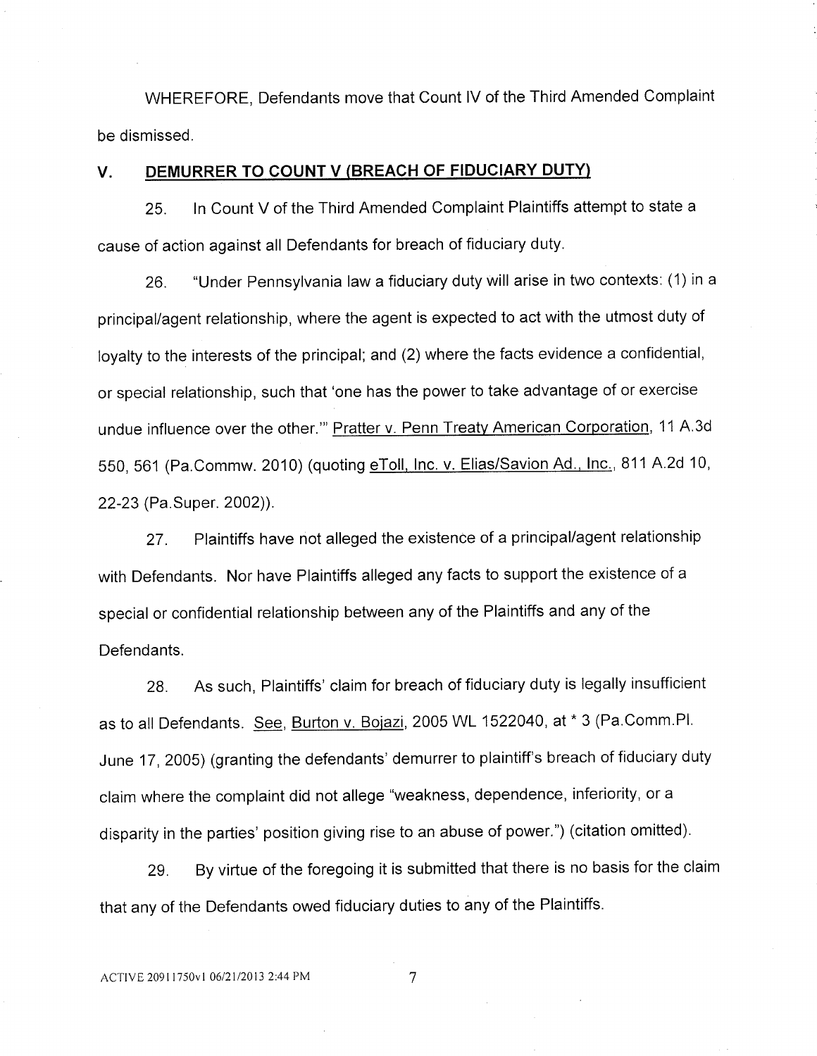WHEREFORE, Defendants move that Count IV of the Third Amended Complaint be dismissed.

## V. DEMURRER TO COUNT V (BREACH OF FIDUCIARY DUTY)

25. In Count V of the Third Amended Complaint Plaintiffs attempt to state a cause of action against all Defendants for breach of fiduciary duty.

26. "Under Pennsylvania law a fiduciary duty will arise in two contexts: (1) in a principal/agent relationship, where the agent is expected to act with the utmost duty of loyalty to the interests of the principal; and (2) where the facts evidence a confidential, or special relationship, such that 'one has the power to take advantage of or exercise undue influence over the other.'" Pratter v. Penn Treaty American Corporation, 11 A.3d 550, 561 (Pa.Commw. 2010) (quoting eToll, Inc. v. Elias/Savion Ad., Inc., 811 A.2d 10, 22-23 (Pa.Super. 2002)).

27. Plaintiffs have not alleged the existence of a principal/agent relationship with Defendants. Nor have Plaintiffs alleged any facts to support the existence of a special or confidential relationship between any of the Plaintiffs and any of the Defendants.

28. As such, Plaintiffs' claim for breach of fiduciary duty is legally insufficient as to all Defendants. See, Burton v. Bojazi, 2005 WL 1522040, at * 3 (Pa.Comm.Pl. June 17, 2005) (granting the defendants' demurrer to plaintiff's breach of fiduciary duty claim where the complaint did not allege "weakness, dependence, inferiority, or a disparity in the parties' position giving rise to an abuse of power.") (citation omitted).

29. By virtue of the foregoing it is submitted that there is no basis for the claim that any of the Defendants owed fiduciary duties to any of the Plaintiffs.

ACTIVE 20911750v1 06/21/2013 2:44 PM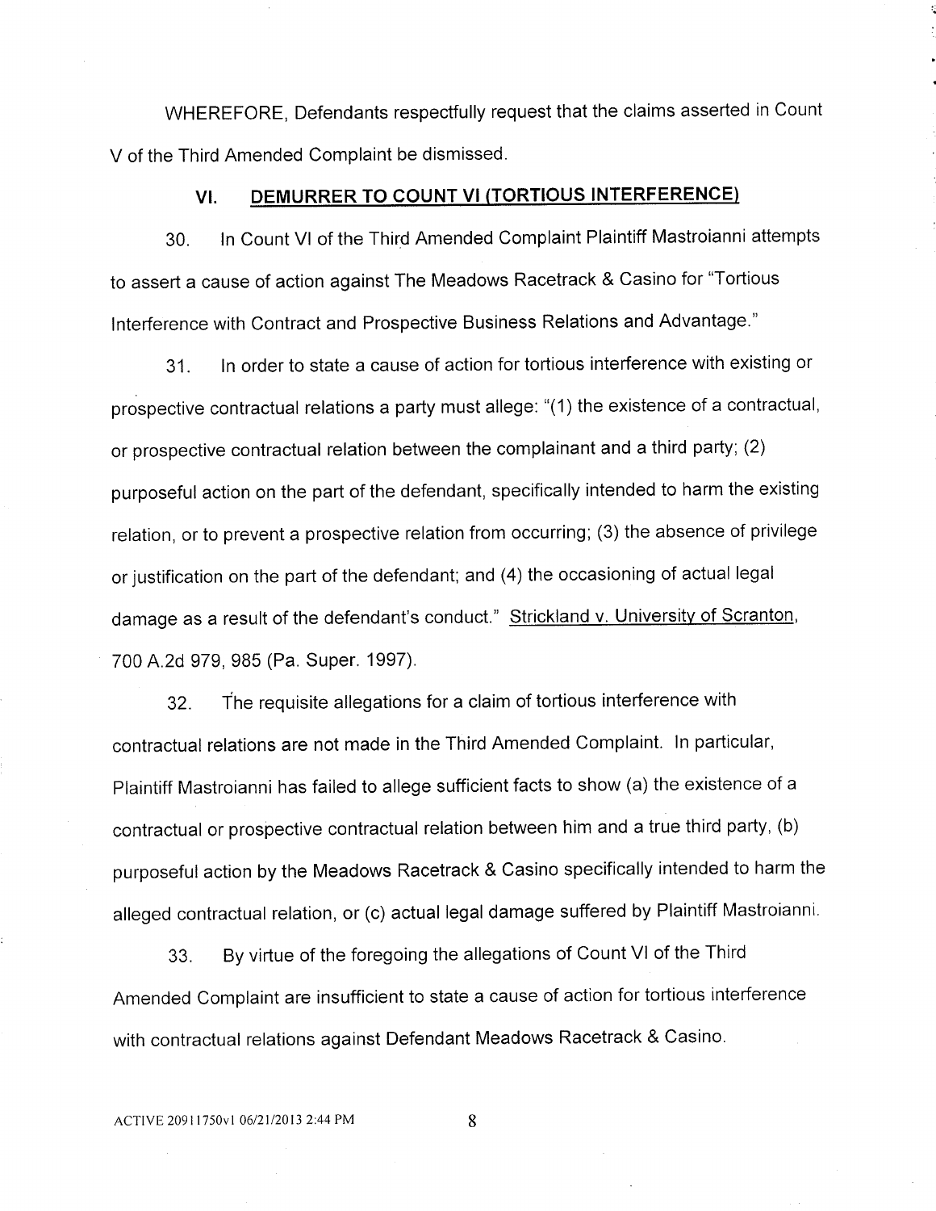WHEREFORE, Defendants respectfully request that the claims asserted in Count V of the Third Amended Complaint be dismissed.

## VI. DEMURRER TO COUNT VI (TORTIOUS INTERFERENCE)

30. In Count VI of the Third Amended Complaint Plaintiff Mastroianni attempts to assert a cause of action against The Meadows Racetrack & Casino for "Tortious Interference with Contract and Prospective Business Relations and Advantage."

31. In order to state a cause of action for tortious interference with existing or prospective contractual relations a party must allege: "(1) the existence of a contractual, or prospective contractual relation between the complainant and a third party; (2) purposeful action on the part of the defendant, specifically intended to harm the existing relation, or to prevent a prospective relation from occurring; (3) the absence of privilege or justification on the part of the defendant; and (4) the occasioning of actual legal damage as a result of the defendant's conduct." Strickland v. University of Scranton, 700 A.2d 979, 985 (Pa. Super. 1997).

32. The requisite allegations for a claim of tortious interference with contractual relations are not made in the Third Amended Complaint. In particular, Plaintiff Mastroianni has failed to allege sufficient facts to show (a) the existence of a contractual or prospective contractual relation between him and a true third party, (b) purposeful action by the Meadows Racetrack & Casino specifically intended to harm the alleged contractual relation, or (c) actual legal damage suffered by Plaintiff Mastroianni.

33. By virtue of the foregoing the allegations of Count VI of the Third Amended Complaint are insufficient to state a cause of action for tortious interference with contractual relations against Defendant Meadows Racetrack & Casino.

ACTIVE 20911750v1 06/21/2013 2:44 PM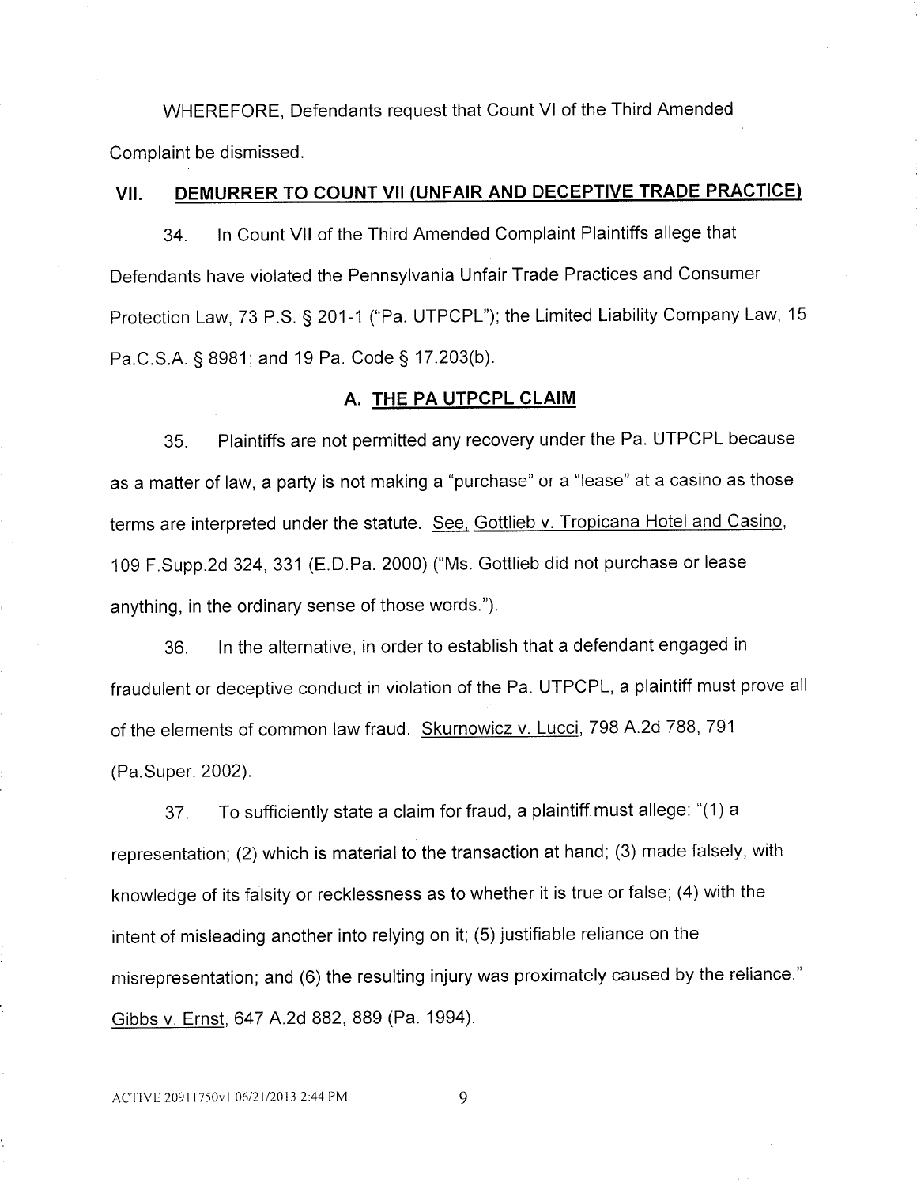WHEREFORE, Defendants request that Count VI of the Third Amended Complaint be dismissed.

## VII. DEMURRER TO COUNT VII (UNFAIR AND DECEPTIVE TRADE PRACTICE)

34. In Count VII of the Third Amended Complaint Plaintiffs allege that Defendants have violated the Pennsylvania Unfair Trade Practices and Consumer Protection Law, 73 P.S. § 201-1 ("Pa. UTPCPL"); the Limited Liability Company Law, 15 Pa.C.S.A. § 8981; and 19 Pa. Code § 17.203(b).

### A. THE PA UTPCPL CLAIM

35. Plaintiffs are not permitted any recovery under the Pa. UTPCPL because as a matter of law, a party is not making a "purchase" or a "lease" at a casino as those terms are interpreted under the statute. See, Gottlieb v. Tropicana Hotel and Casino, 109 F.Supp.2d 324, 331 (E.D.Pa. 2000) ("Ms. Gottlieb did not purchase or lease anything, in the ordinary sense of those words.").

36. In the alternative, in order to establish that a defendant engaged in fraudulent or deceptive conduct in violation of the Pa. UTPCPL, a plaintiff must prove all of the elements of common law fraud. Skurnowicz v. Lucci, 798 A.2d 788, 791 (Pa.Super. 2002).

37. To sufficiently state a claim for fraud, a plaintiff must allege: "(1) a representation; (2) which is material to the transaction at hand; (3) made falsely, with knowledge of its falsity or recklessness as to whether it is true or false; (4) with the intent of misleading another into relying on it; (5) justifiable reliance on the misrepresentation; and (6) the resulting injury was proximately caused by the reliance." Gibbs v. Ernst, 647 A.2d 882, 889 (Pa. 1994).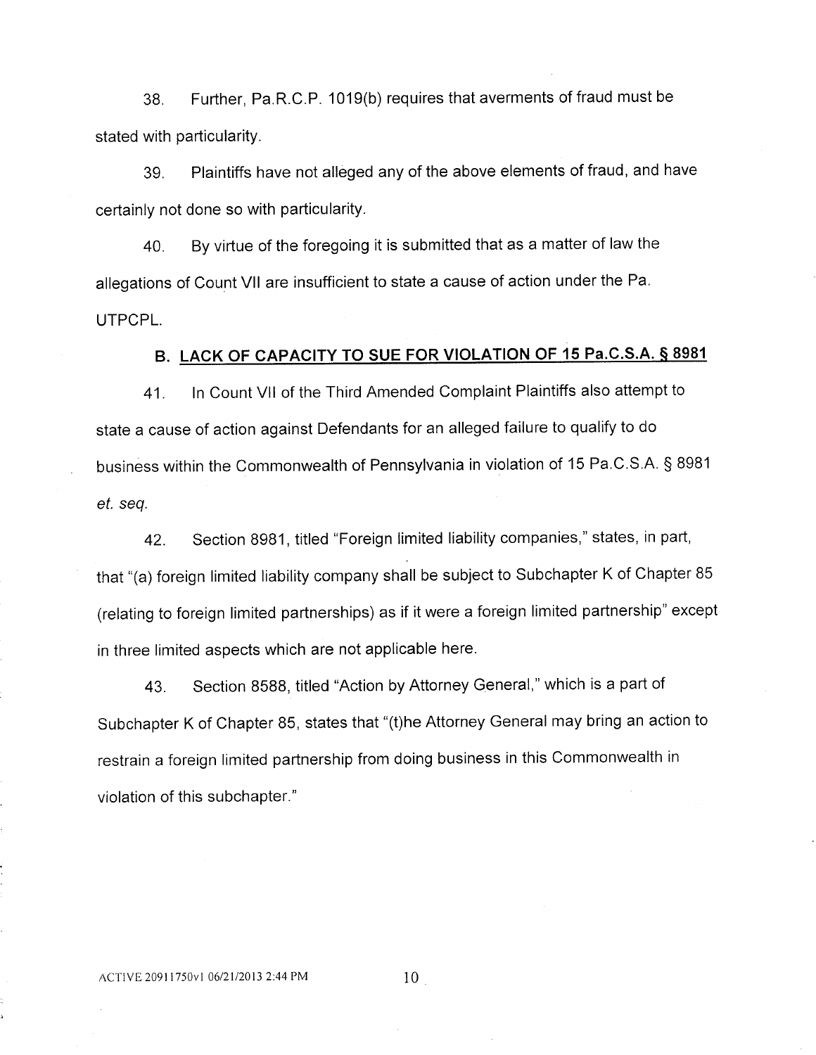38. Further, Pa.R.C.P. 1019(b) requires that averments of fraud must be stated with particularity.

39. Plaintiffs have not alleged any of the above elements of fraud, and have certainly not done so with particularity.

40. By virtue of the foregoing it is submitted that as a matter of law the allegations of Count VII are insufficient to state a cause of action under the Pa. UTPCPL.

## B. LACK OF CAPACITY TO SUE FOR VIOLATION OF 15 Pa.C.S.A. § 8981

41. In Count VII of the Third Amended Complaint Plaintiffs also attempt to state a cause of action against Defendants for an alleged failure to qualify to do business within the Commonwealth of Pennsylvania in violation of 15 Pa.C.S.A. § 8981 *et. seq.*

42. Section 8981, titled "Foreign limited liability companies," states, in part, that "(a) foreign limited liability company shall be subject to Subchapter K of Chapter 85 (relating to foreign limited partnerships) as if it were a foreign limited partnership" except in three limited aspects which are not applicable here.

43. Section 8588, titled "Action by Attorney General," which is a part of Subchapter K of Chapter 85, states that "(t)he Attorney General may bring an action to restrain a foreign limited partnership from doing business in this Commonwealth in violation of this subchapter."

ACTIVE 20911750v1 06/21/2013 2:44 PM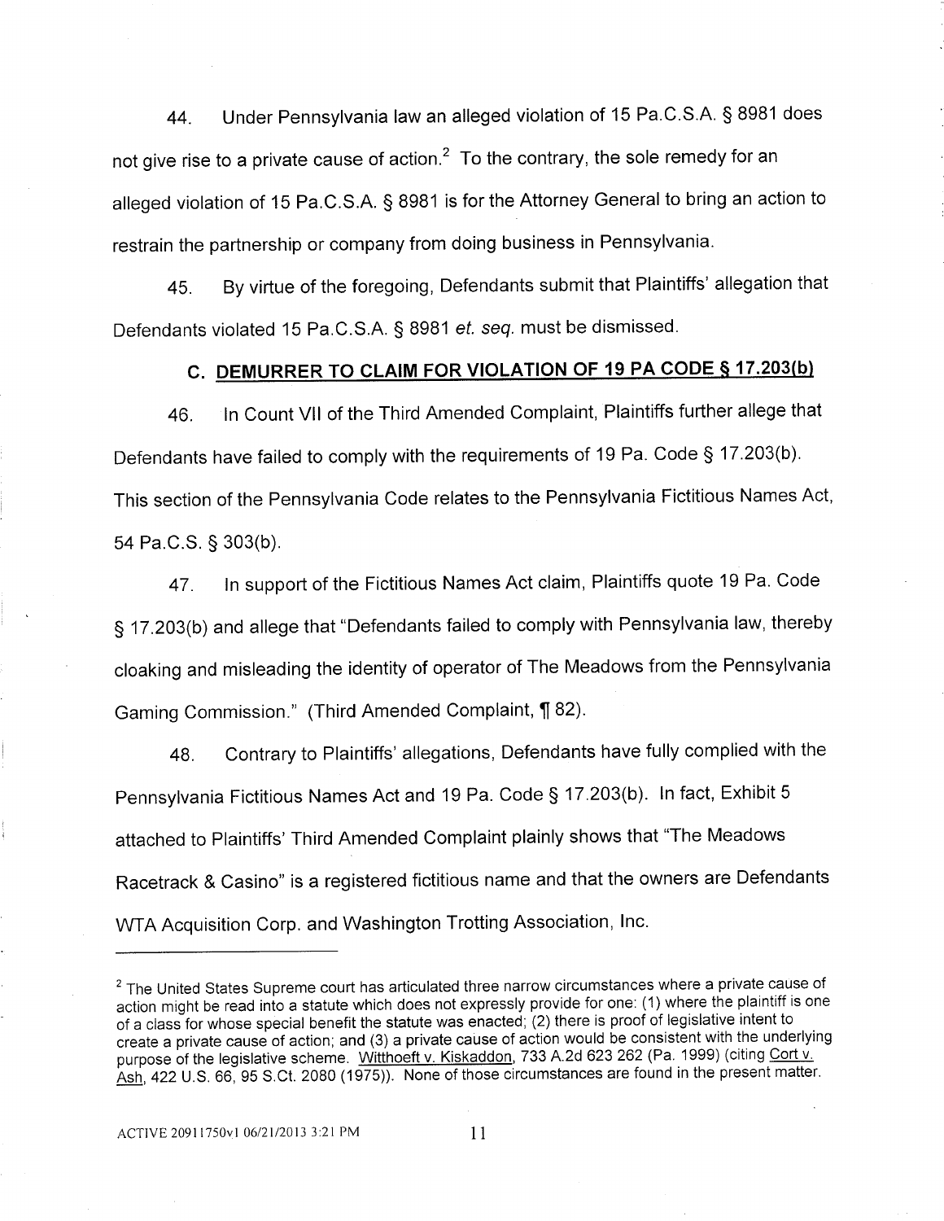44. Under Pennsylvania law an alleged violation of 15 Pa.C.S.A. § 8981 does not give rise to a private cause of action.[2] To the contrary, the sole remedy for an alleged violation of 15 Pa.C.S.A. § 8981 is for the Attorney General to bring an action to restrain the partnership or company from doing business in Pennsylvania.

45. By virtue of the foregoing, Defendants submit that Plaintiffs' allegation that Defendants violated 15 Pa.C.S.A. § 8981 *et. seq.* must be dismissed.

## C. DEMURRER TO CLAIM FOR VIOLATION OF 19 PA CODE § 17.203(b)

46. In Count VII of the Third Amended Complaint, Plaintiffs further allege that Defendants have failed to comply with the requirements of 19 Pa. Code § 17.203(b). This section of the Pennsylvania Code relates to the Pennsylvania Fictitious Names Act, 54 Pa.C.S. § 303(b).

47. In support of the Fictitious Names Act claim, Plaintiffs quote 19 Pa. Code § 17.203(b) and allege that "Defendants failed to comply with Pennsylvania law, thereby cloaking and misleading the identity of operator of The Meadows from the Pennsylvania Gaming Commission." (Third Amended Complaint, ¶ 82).

48. Contrary to Plaintiffs' allegations, Defendants have fully complied with the Pennsylvania Fictitious Names Act and 19 Pa. Code § 17.203(b). In fact, Exhibit 5 attached to Plaintiffs' Third Amended Complaint plainly shows that "The Meadows Racetrack & Casino" is a registered fictitious name and that the owners are Defendants WTA Acquisition Corp. and Washington Trotting Association, Inc.

---

[2] The United States Supreme court has articulated three narrow circumstances where a private cause of action might be read into a statute which does not expressly provide for one: (1) where the plaintiff is one of a class for whose special benefit the statute was enacted; (2) there is proof of legislative intent to create a private cause of action; and (3) a private cause of action would be consistent with the underlying purpose of the legislative scheme. Witthoeft v. Kiskaddon, 733 A.2d 623 262 (Pa. 1999) (citing Cort v. Ash, 422 U.S. 66, 95 S.Ct. 2080 (1975)). None of those circumstances are found in the present matter.

ACTIVE 20911750v1 06/21/2013 3:21 PM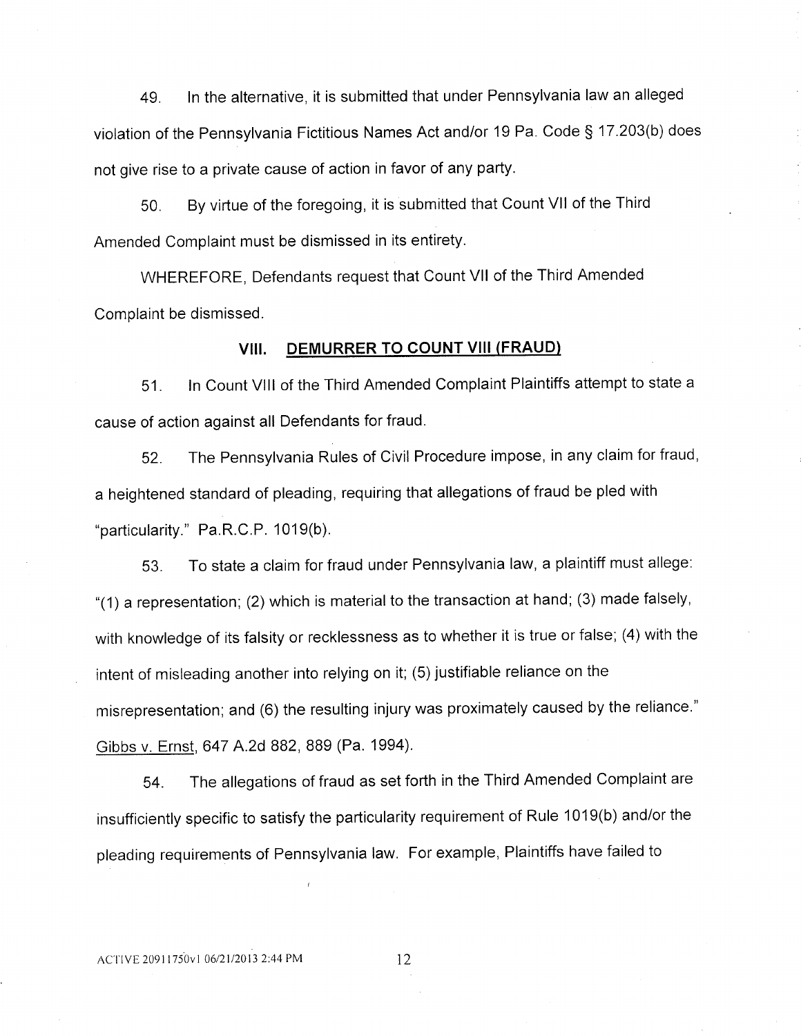49. In the alternative, it is submitted that under Pennsylvania law an alleged violation of the Pennsylvania Fictitious Names Act and/or 19 Pa. Code § 17.203(b) does not give rise to a private cause of action in favor of any party.

50. By virtue of the foregoing, it is submitted that Count VII of the Third Amended Complaint must be dismissed in its entirety.

WHEREFORE, Defendants request that Count VII of the Third Amended Complaint be dismissed.

## VIII. DEMURRER TO COUNT VIII (FRAUD)

51. In Count VIII of the Third Amended Complaint Plaintiffs attempt to state a cause of action against all Defendants for fraud.

52. The Pennsylvania Rules of Civil Procedure impose, in any claim for fraud, a heightened standard of pleading, requiring that allegations of fraud be pled with "particularity." Pa.R.C.P. 1019(b).

53. To state a claim for fraud under Pennsylvania law, a plaintiff must allege: "(1) a representation; (2) which is material to the transaction at hand; (3) made falsely, with knowledge of its falsity or recklessness as to whether it is true or false; (4) with the intent of misleading another into relying on it; (5) justifiable reliance on the misrepresentation; and (6) the resulting injury was proximately caused by the reliance." Gibbs v. Ernst, 647 A.2d 882, 889 (Pa. 1994).

54. The allegations of fraud as set forth in the Third Amended Complaint are insufficiently specific to satisfy the particularity requirement of Rule 1019(b) and/or the pleading requirements of Pennsylvania law. For example, Plaintiffs have failed to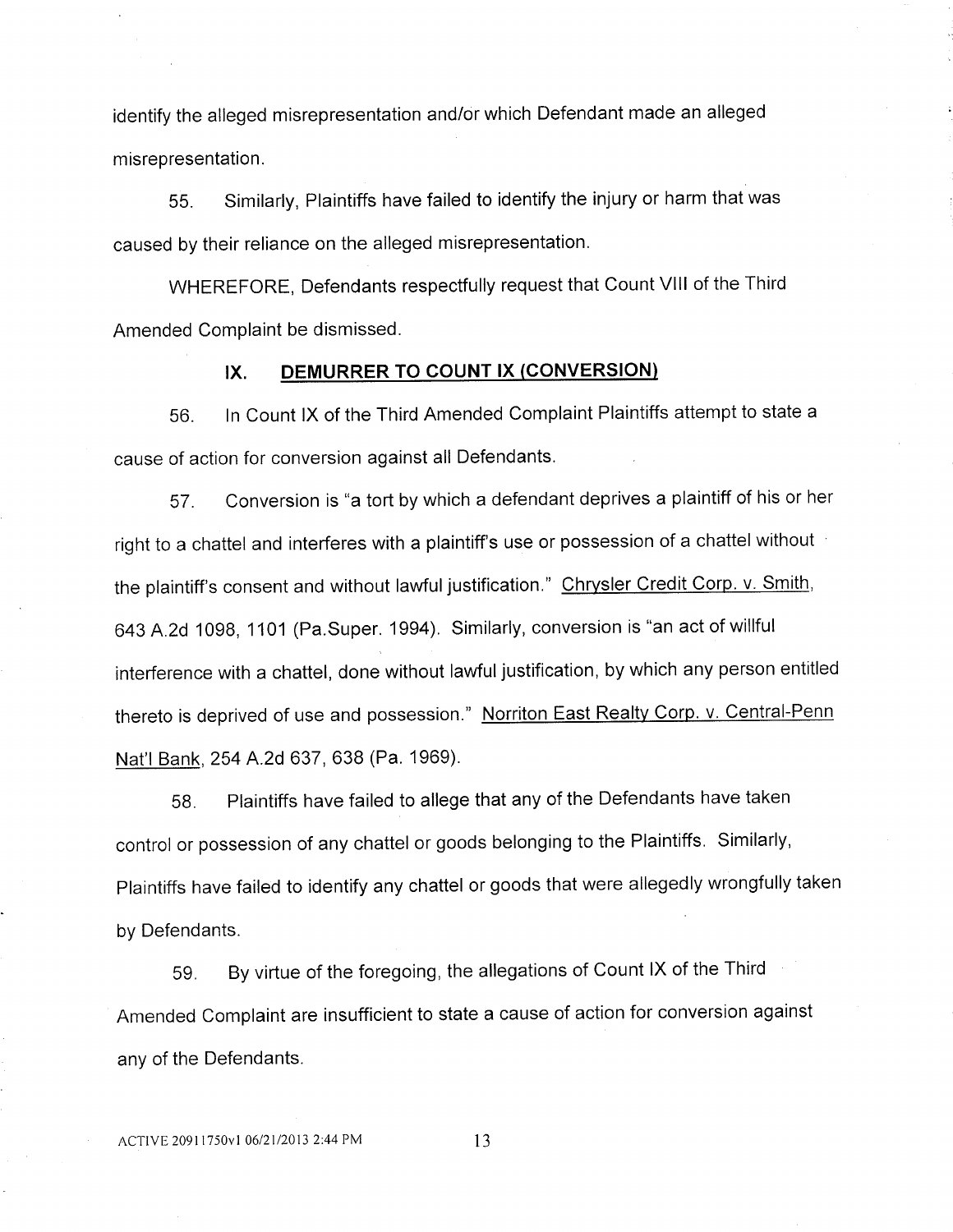identify the alleged misrepresentation and/or which Defendant made an alleged misrepresentation.

55. Similarly, Plaintiffs have failed to identify the injury or harm that was caused by their reliance on the alleged misrepresentation.

WHEREFORE, Defendants respectfully request that Count VIII of the Third Amended Complaint be dismissed.

## IX. DEMURRER TO COUNT IX (CONVERSION)

56. In Count IX of the Third Amended Complaint Plaintiffs attempt to state a cause of action for conversion against all Defendants.

57. Conversion is "a tort by which a defendant deprives a plaintiff of his or her right to a chattel and interferes with a plaintiff's use or possession of a chattel without the plaintiff's consent and without lawful justification." Chrysler Credit Corp. v. Smith, 643 A.2d 1098, 1101 (Pa.Super. 1994). Similarly, conversion is "an act of willful interference with a chattel, done without lawful justification, by which any person entitled thereto is deprived of use and possession." Norriton East Realty Corp. v. Central-Penn Nat'l Bank, 254 A.2d 637, 638 (Pa. 1969).

58. Plaintiffs have failed to allege that any of the Defendants have taken control or possession of any chattel or goods belonging to the Plaintiffs. Similarly, Plaintiffs have failed to identify any chattel or goods that were allegedly wrongfully taken by Defendants.

59. By virtue of the foregoing, the allegations of Count IX of the Third Amended Complaint are insufficient to state a cause of action for conversion against any of the Defendants.

ACTIVE 20911750v1 06/21/2013 2:44 PM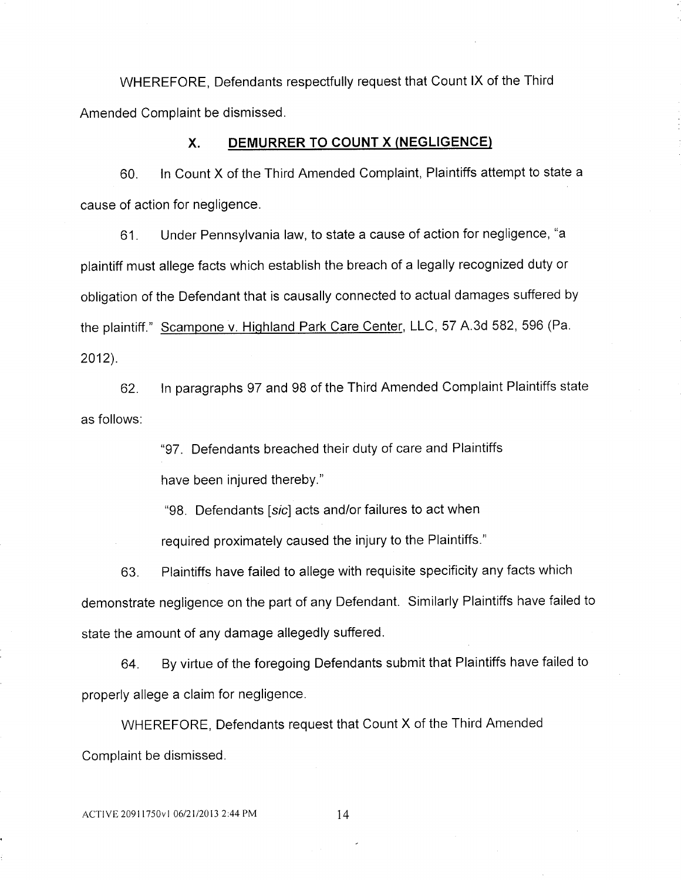WHEREFORE, Defendants respectfully request that Count IX of the Third Amended Complaint be dismissed.

## X. DEMURRER TO COUNT X (NEGLIGENCE)

60. In Count X of the Third Amended Complaint, Plaintiffs attempt to state a cause of action for negligence.

61. Under Pennsylvania law, to state a cause of action for negligence, "a plaintiff must allege facts which establish the breach of a legally recognized duty or obligation of the Defendant that is causally connected to actual damages suffered by the plaintiff." Scampone v. Highland Park Care Center, LLC, 57 A.3d 582, 596 (Pa. 2012).

62. In paragraphs 97 and 98 of the Third Amended Complaint Plaintiffs state as follows:

> "97. Defendants breached their duty of care and Plaintiffs have been injured thereby."
>
> "98. Defendants [*sic*] acts and/or failures to act when required proximately caused the injury to the Plaintiffs."

63. Plaintiffs have failed to allege with requisite specificity any facts which demonstrate negligence on the part of any Defendant. Similarly Plaintiffs have failed to state the amount of any damage allegedly suffered.

64. By virtue of the foregoing Defendants submit that Plaintiffs have failed to properly allege a claim for negligence.

WHEREFORE, Defendants request that Count X of the Third Amended Complaint be dismissed.

ACTIVE 20911750v1 06/21/2013 2:44 PM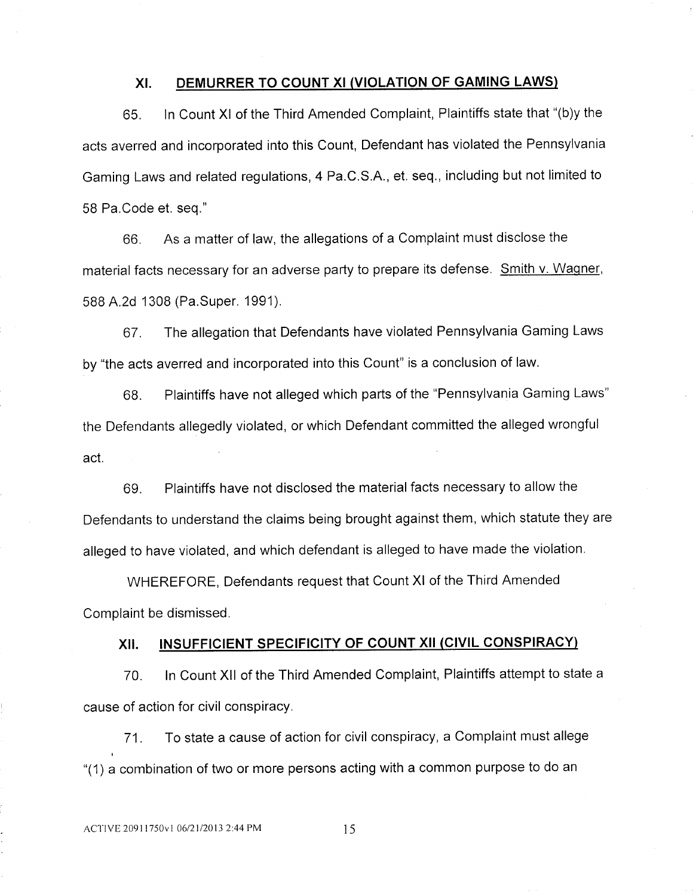## XI. DEMURRER TO COUNT XI (VIOLATION OF GAMING LAWS)

65. In Count XI of the Third Amended Complaint, Plaintiffs state that "(b)y the acts averred and incorporated into this Count, Defendant has violated the Pennsylvania Gaming Laws and related regulations, 4 Pa.C.S.A., et. seq., including but not limited to 58 Pa.Code et. seq."

66. As a matter of law, the allegations of a Complaint must disclose the material facts necessary for an adverse party to prepare its defense. Smith v. Wagner, 588 A.2d 1308 (Pa.Super. 1991).

67. The allegation that Defendants have violated Pennsylvania Gaming Laws by "the acts averred and incorporated into this Count" is a conclusion of law.

68. Plaintiffs have not alleged which parts of the "Pennsylvania Gaming Laws" the Defendants allegedly violated, or which Defendant committed the alleged wrongful act.

69. Plaintiffs have not disclosed the material facts necessary to allow the Defendants to understand the claims being brought against them, which statute they are alleged to have violated, and which defendant is alleged to have made the violation.

WHEREFORE, Defendants request that Count XI of the Third Amended Complaint be dismissed.

## XII. INSUFFICIENT SPECIFICITY OF COUNT XII (CIVIL CONSPIRACY)

70. In Count XII of the Third Amended Complaint, Plaintiffs attempt to state a cause of action for civil conspiracy.

71. To state a cause of action for civil conspiracy, a Complaint must allege "(1) a combination of two or more persons acting with a common purpose to do an

ACTIVE 20911750v1 06/21/2013 2:44 PM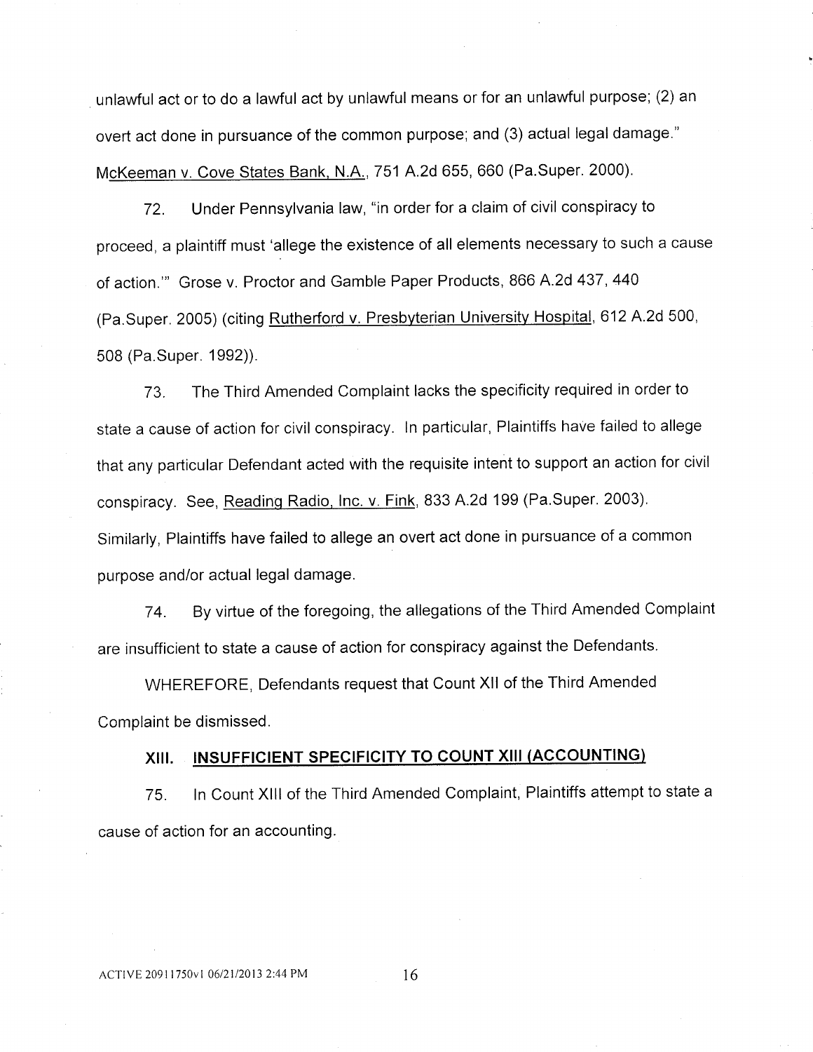unlawful act or to do a lawful act by unlawful means or for an unlawful purpose; (2) an overt act done in pursuance of the common purpose; and (3) actual legal damage." McKeeman v. Cove States Bank, N.A., 751 A.2d 655, 660 (Pa.Super. 2000).

72. Under Pennsylvania law, "in order for a claim of civil conspiracy to proceed, a plaintiff must 'allege the existence of all elements necessary to such a cause of action.'" Grose v. Proctor and Gamble Paper Products, 866 A.2d 437, 440 (Pa.Super. 2005) (citing Rutherford v. Presbyterian University Hospital, 612 A.2d 500, 508 (Pa.Super. 1992)).

73. The Third Amended Complaint lacks the specificity required in order to state a cause of action for civil conspiracy. In particular, Plaintiffs have failed to allege that any particular Defendant acted with the requisite intent to support an action for civil conspiracy. See, Reading Radio, Inc. v. Fink, 833 A.2d 199 (Pa.Super. 2003). Similarly, Plaintiffs have failed to allege an overt act done in pursuance of a common purpose and/or actual legal damage.

74. By virtue of the foregoing, the allegations of the Third Amended Complaint are insufficient to state a cause of action for conspiracy against the Defendants.

WHEREFORE, Defendants request that Count XII of the Third Amended Complaint be dismissed.

## XIII. INSUFFICIENT SPECIFICITY TO COUNT XIII (ACCOUNTING)

75. In Count XIII of the Third Amended Complaint, Plaintiffs attempt to state a cause of action for an accounting.

ACTIVE 20911750v1 06/21/2013 2:44 PM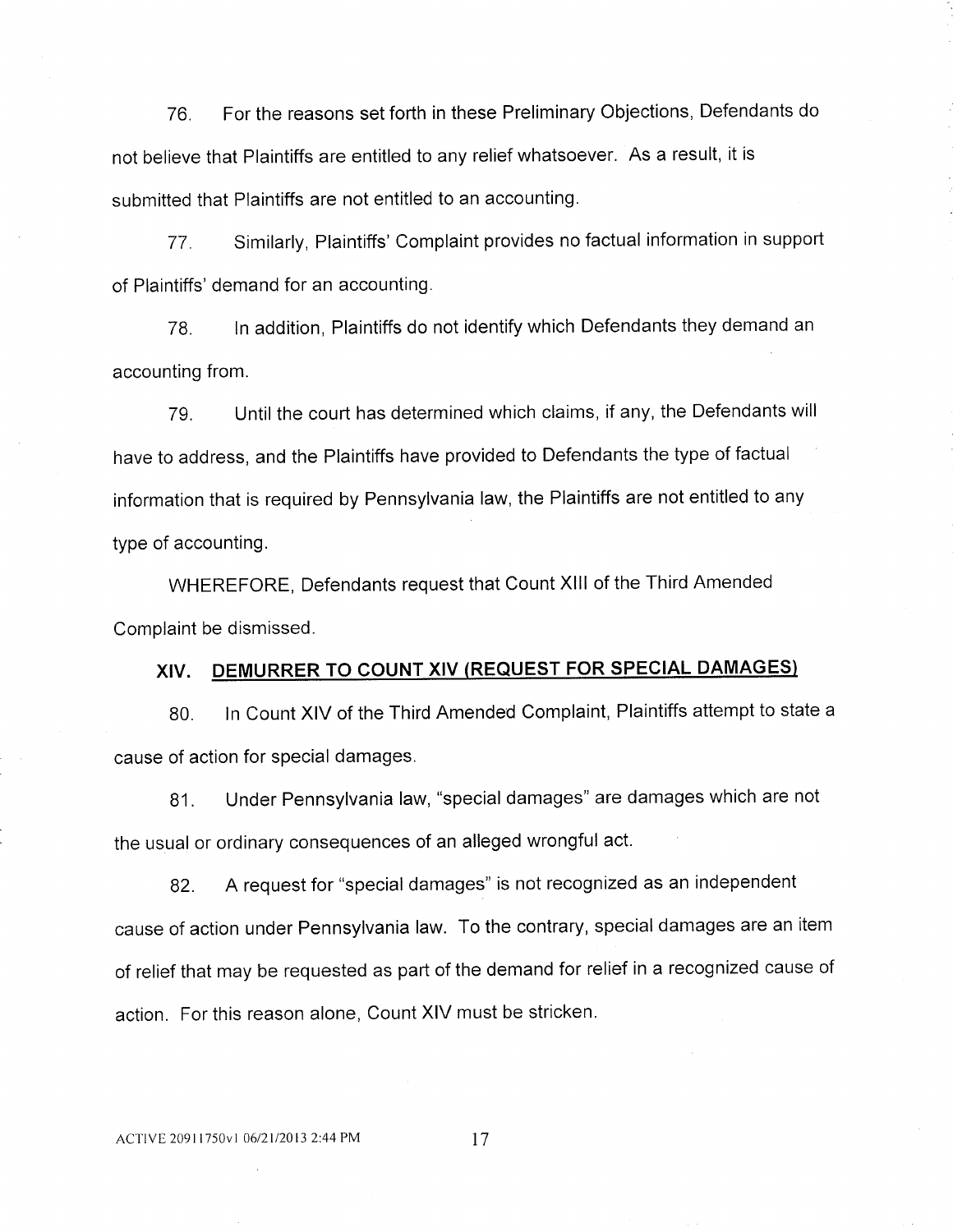76. For the reasons set forth in these Preliminary Objections, Defendants do not believe that Plaintiffs are entitled to any relief whatsoever. As a result, it is submitted that Plaintiffs are not entitled to an accounting.

77. Similarly, Plaintiffs' Complaint provides no factual information in support of Plaintiffs' demand for an accounting.

78. In addition, Plaintiffs do not identify which Defendants they demand an accounting from.

79. Until the court has determined which claims, if any, the Defendants will have to address, and the Plaintiffs have provided to Defendants the type of factual information that is required by Pennsylvania law, the Plaintiffs are not entitled to any type of accounting.

WHEREFORE, Defendants request that Count XIII of the Third Amended Complaint be dismissed.

## XIV. DEMURRER TO COUNT XIV (REQUEST FOR SPECIAL DAMAGES)

80. In Count XIV of the Third Amended Complaint, Plaintiffs attempt to state a cause of action for special damages.

81. Under Pennsylvania law, "special damages" are damages which are not the usual or ordinary consequences of an alleged wrongful act.

82. A request for "special damages" is not recognized as an independent cause of action under Pennsylvania law. To the contrary, special damages are an item of relief that may be requested as part of the demand for relief in a recognized cause of action. For this reason alone, Count XIV must be stricken.

ACTIVE 20911750v1 06/21/2013 2:44 PM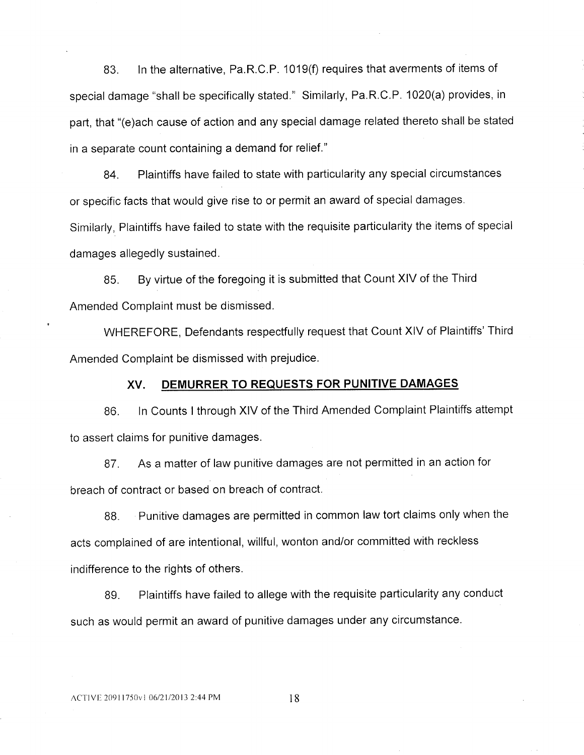83. In the alternative, Pa.R.C.P. 1019(f) requires that averments of items of special damage "shall be specifically stated." Similarly, Pa.R.C.P. 1020(a) provides, in part, that "(e)ach cause of action and any special damage related thereto shall be stated in a separate count containing a demand for relief."

84. Plaintiffs have failed to state with particularity any special circumstances or specific facts that would give rise to or permit an award of special damages. Similarly, Plaintiffs have failed to state with the requisite particularity the items of special damages allegedly sustained.

85. By virtue of the foregoing it is submitted that Count XIV of the Third Amended Complaint must be dismissed.

WHEREFORE, Defendants respectfully request that Count XIV of Plaintiffs' Third Amended Complaint be dismissed with prejudice.

## XV. DEMURRER TO REQUESTS FOR PUNITIVE DAMAGES

86. In Counts I through XIV of the Third Amended Complaint Plaintiffs attempt to assert claims for punitive damages.

87. As a matter of law punitive damages are not permitted in an action for breach of contract or based on breach of contract.

88. Punitive damages are permitted in common law tort claims only when the acts complained of are intentional, willful, wonton and/or committed with reckless indifference to the rights of others.

89. Plaintiffs have failed to allege with the requisite particularity any conduct such as would permit an award of punitive damages under any circumstance.

ACTIVE 20911750v1 06/21/2013 2:44 PM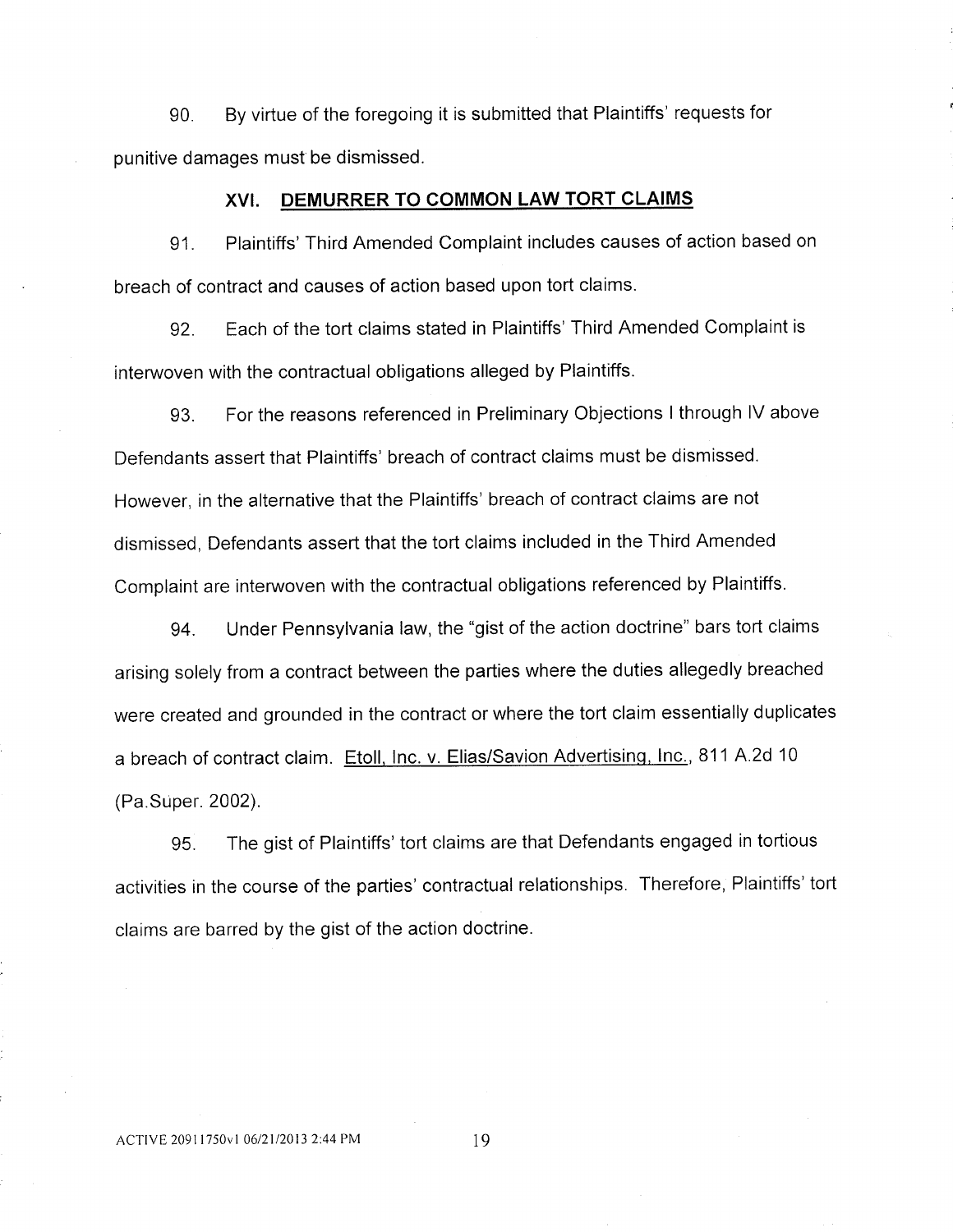90. By virtue of the foregoing it is submitted that Plaintiffs' requests for punitive damages must be dismissed.

## XVI. DEMURRER TO COMMON LAW TORT CLAIMS

91. Plaintiffs' Third Amended Complaint includes causes of action based on breach of contract and causes of action based upon tort claims.

92. Each of the tort claims stated in Plaintiffs' Third Amended Complaint is interwoven with the contractual obligations alleged by Plaintiffs.

93. For the reasons referenced in Preliminary Objections I through IV above Defendants assert that Plaintiffs' breach of contract claims must be dismissed. However, in the alternative that the Plaintiffs' breach of contract claims are not dismissed, Defendants assert that the tort claims included in the Third Amended Complaint are interwoven with the contractual obligations referenced by Plaintiffs.

94. Under Pennsylvania law, the "gist of the action doctrine" bars tort claims arising solely from a contract between the parties where the duties allegedly breached were created and grounded in the contract or where the tort claim essentially duplicates a breach of contract claim. Etoll, Inc. v. Elias/Savion Advertising, Inc., 811 A.2d 10 (Pa.Super. 2002).

95. The gist of Plaintiffs' tort claims are that Defendants engaged in tortious activities in the course of the parties' contractual relationships. Therefore, Plaintiffs' tort claims are barred by the gist of the action doctrine.

ACTIVE 20911750v1 06/21/2013 2:44 PM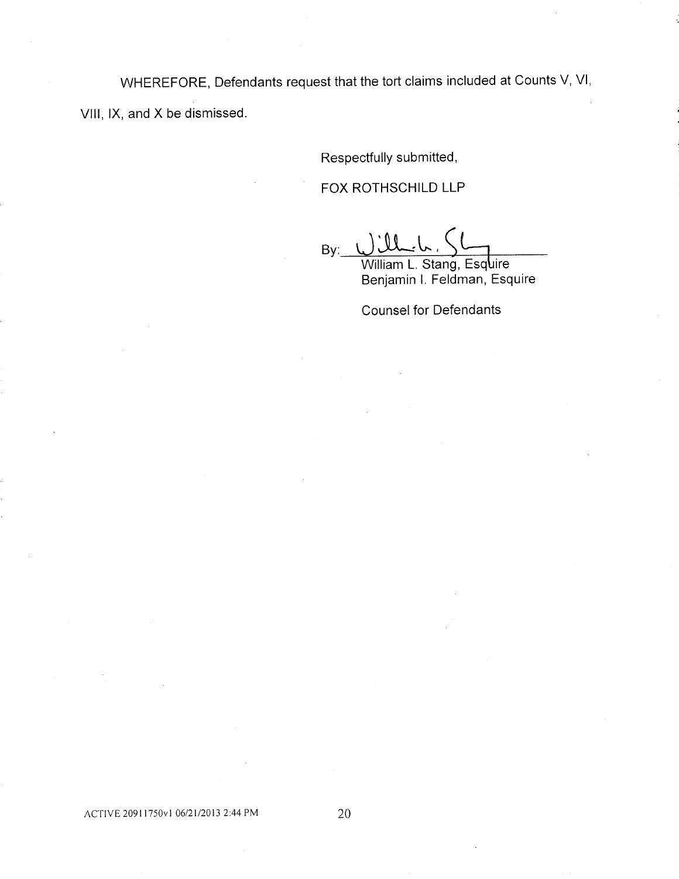WHEREFORE, Defendants request that the tort claims included at Counts V, VI, VIII, IX, and X be dismissed.

Respectfully submitted,

FOX ROTHSCHILD LLP

By: ______________________
William L. Stang, Esquire
Benjamin I. Feldman, Esquire

Counsel for Defendants

ACTIVE 20911750v1 06/21/2013 2:44 PM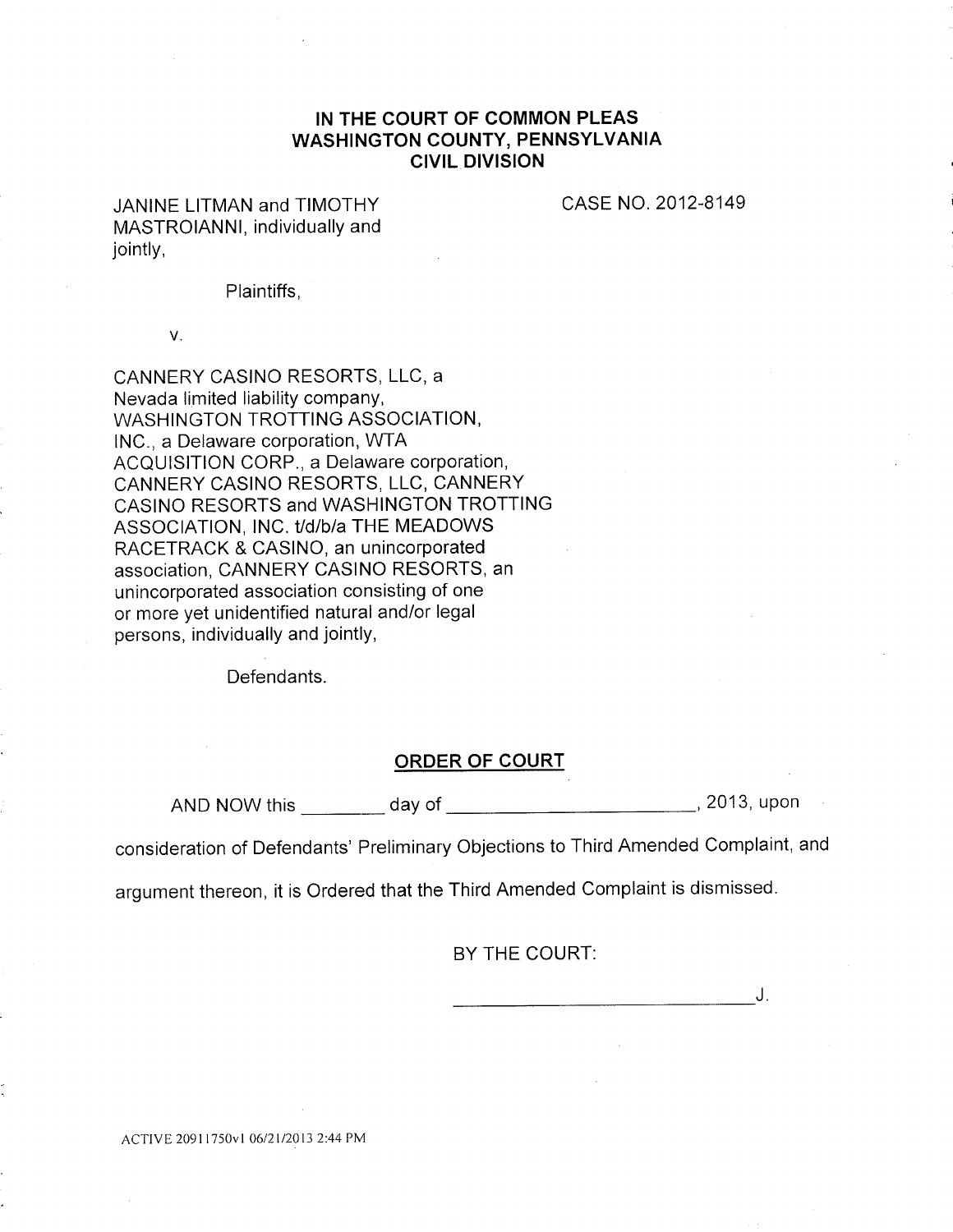**IN THE COURT OF COMMON PLEAS**
**WASHINGTON COUNTY, PENNSYLVANIA**
**CIVIL DIVISION**

JANINE LITMAN and TIMOTHY MASTROIANNI, individually and jointly,

CASE NO. 2012-8149

Plaintiffs,

v.

CANNERY CASINO RESORTS, LLC, a Nevada limited liability company, WASHINGTON TROTTING ASSOCIATION, INC., a Delaware corporation, WTA ACQUISITION CORP., a Delaware corporation, CANNERY CASINO RESORTS, LLC, CANNERY CASINO RESORTS and WASHINGTON TROTTING ASSOCIATION, INC. t/d/b/a THE MEADOWS RACETRACK & CASINO, an unincorporated association, CANNERY CASINO RESORTS, an unincorporated association consisting of one or more yet unidentified natural and/or legal persons, individually and jointly,

Defendants.

**ORDER OF COURT**

AND NOW this ________ day of ________________________, 2013, upon consideration of Defendants' Preliminary Objections to Third Amended Complaint, and argument thereon, it is Ordered that the Third Amended Complaint is dismissed.

BY THE COURT:

________________________________J.

ACTIVE 20911750v1 06/21/2013 2:44 PM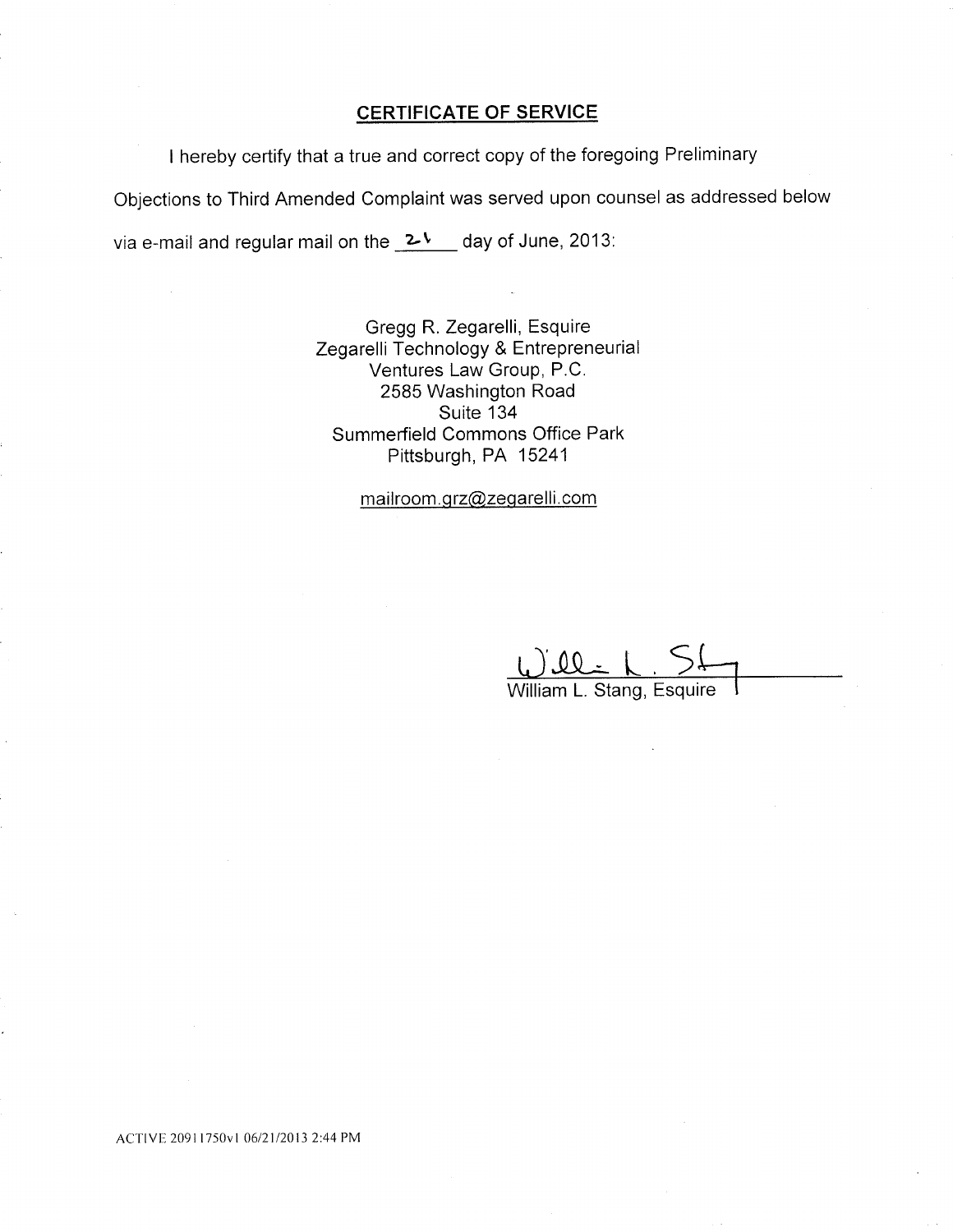## CERTIFICATE OF SERVICE

I hereby certify that a true and correct copy of the foregoing Preliminary Objections to Third Amended Complaint was served upon counsel as addressed below via e-mail and regular mail on the 21 day of June, 2013:

Gregg R. Zegarelli, Esquire
Zegarelli Technology & Entrepreneurial
Ventures Law Group, P.C.
2585 Washington Road
Suite 134
Summerfield Commons Office Park
Pittsburgh, PA 15241

mailroom.grz@zegarelli.com

William L. Stang, Esquire

ACTIVE 20911750v1 06/21/2013 2:44 PM